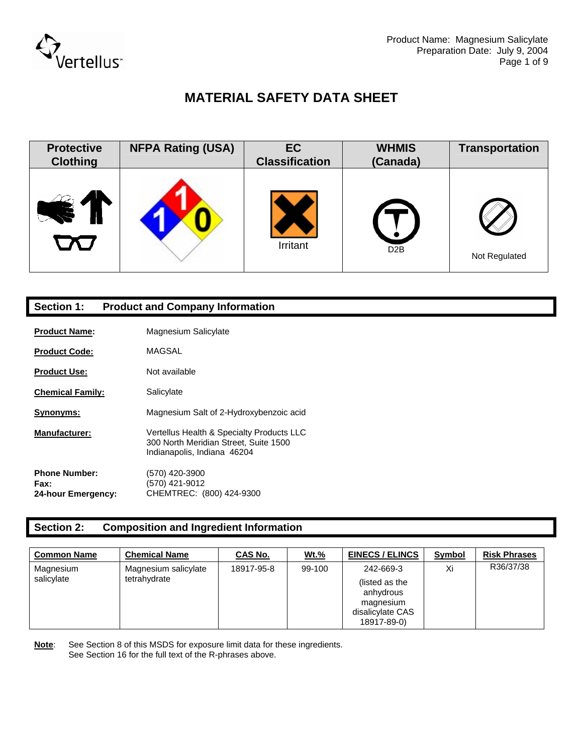# MATERIAL SAFETY DATA SHEET

| Protective Clothing | NFPA Rating (USA) | EC Classification | WHMIS (Canada) | Transportation |
|---|---|---|---|---|
| | 1 1 0 | Irritant | D2B | Not Regulated |

## Section 1: Product and Company Information

**Product Name:** Magnesium Salicylate

**Product Code:** MAGSAL

**Product Use:** Not available

**Chemical Family:** Salicylate

**Synonyms:** Magnesium Salt of 2-Hydroxybenzoic acid

**Manufacturer:** Vertellus Health & Specialty Products LLC
300 North Meridian Street, Suite 1500
Indianapolis, Indiana 46204

**Phone Number:** (570) 420-3900
**Fax:** (570) 421-9012
**24-hour Emergency:** CHEMTREC: (800) 424-9300

## Section 2: Composition and Ingredient Information

| Common Name | Chemical Name | CAS No. | Wt.% | EINECS / ELINCS | Symbol | Risk Phrases |
|---|---|---|---|---|---|---|
| Magnesium salicylate | Magnesium salicylate tetrahydrate | 18917-95-8 | 99-100 | 242-669-3 (listed as the anhydrous magnesium disalicylate CAS 18917-89-0) | Xi | R36/37/38 |

**Note**: See Section 8 of this MSDS for exposure limit data for these ingredients.
See Section 16 for the full text of the R-phrases above.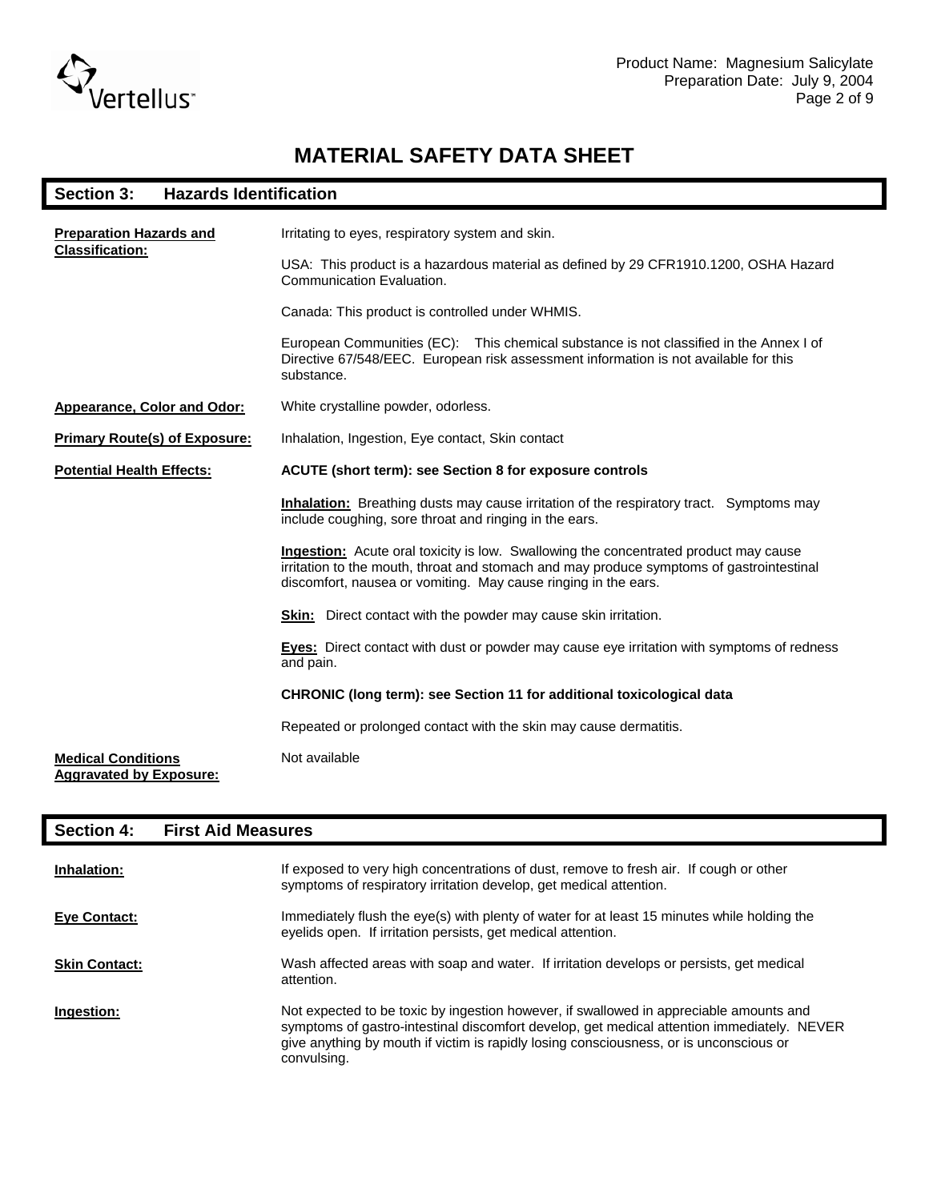# MATERIAL SAFETY DATA SHEET

## Section 3: Hazards Identification

**Preparation Hazards and Classification:**

Irritating to eyes, respiratory system and skin.

USA: This product is a hazardous material as defined by 29 CFR1910.1200, OSHA Hazard Communication Evaluation.

Canada: This product is controlled under WHMIS.

European Communities (EC): This chemical substance is not classified in the Annex I of Directive 67/548/EEC. European risk assessment information is not available for this substance.

**Appearance, Color and Odor:** White crystalline powder, odorless.

**Primary Route(s) of Exposure:** Inhalation, Ingestion, Eye contact, Skin contact

**Potential Health Effects:**

**ACUTE (short term): see Section 8 for exposure controls**

**Inhalation:** Breathing dusts may cause irritation of the respiratory tract. Symptoms may include coughing, sore throat and ringing in the ears.

**Ingestion:** Acute oral toxicity is low. Swallowing the concentrated product may cause irritation to the mouth, throat and stomach and may produce symptoms of gastrointestinal discomfort, nausea or vomiting. May cause ringing in the ears.

**Skin:** Direct contact with the powder may cause skin irritation.

**Eyes:** Direct contact with dust or powder may cause eye irritation with symptoms of redness and pain.

**CHRONIC (long term): see Section 11 for additional toxicological data**

Repeated or prolonged contact with the skin may cause dermatitis.

**Medical Conditions Aggravated by Exposure:** Not available

## Section 4: First Aid Measures

**Inhalation:** If exposed to very high concentrations of dust, remove to fresh air. If cough or other symptoms of respiratory irritation develop, get medical attention.

**Eye Contact:** Immediately flush the eye(s) with plenty of water for at least 15 minutes while holding the eyelids open. If irritation persists, get medical attention.

**Skin Contact:** Wash affected areas with soap and water. If irritation develops or persists, get medical attention.

**Ingestion:** Not expected to be toxic by ingestion however, if swallowed in appreciable amounts and symptoms of gastro-intestinal discomfort develop, get medical attention immediately. NEVER give anything by mouth if victim is rapidly losing consciousness, or is unconscious or convulsing.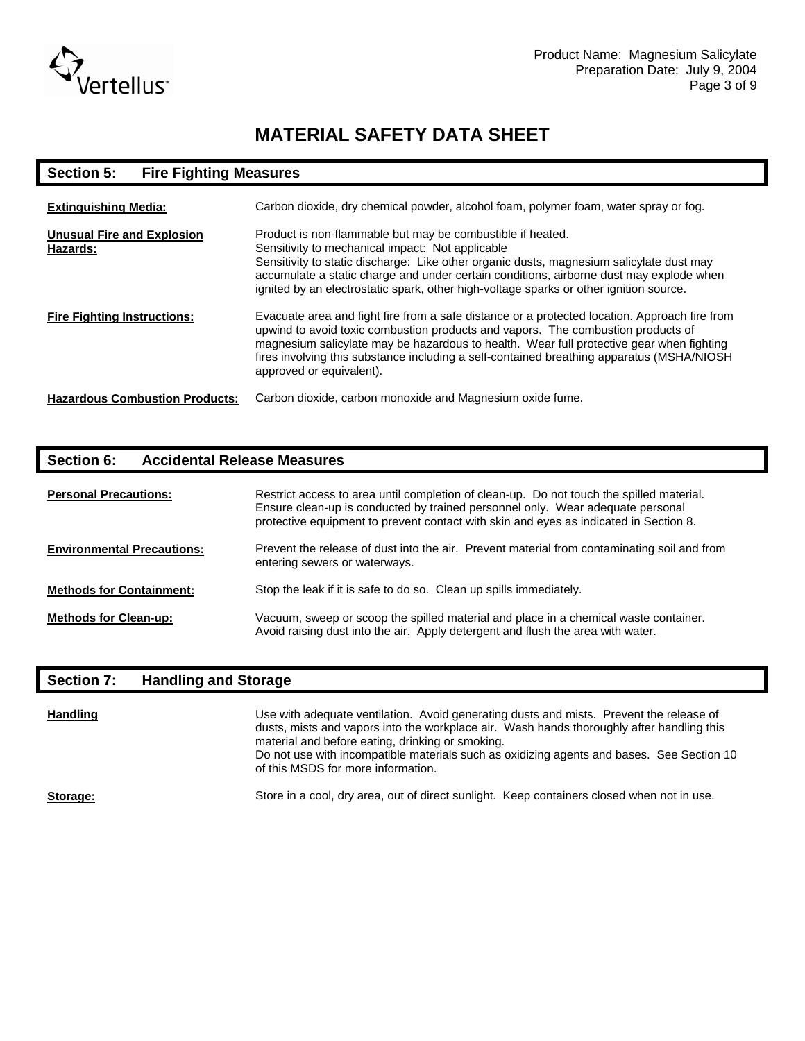# MATERIAL SAFETY DATA SHEET

## Section 5: Fire Fighting Measures

**Extinguishing Media:** Carbon dioxide, dry chemical powder, alcohol foam, polymer foam, water spray or fog.

**Unusual Fire and Explosion Hazards:** Product is non-flammable but may be combustible if heated.
Sensitivity to mechanical impact: Not applicable
Sensitivity to static discharge: Like other organic dusts, magnesium salicylate dust may accumulate a static charge and under certain conditions, airborne dust may explode when ignited by an electrostatic spark, other high-voltage sparks or other ignition source.

**Fire Fighting Instructions:** Evacuate area and fight fire from a safe distance or a protected location. Approach fire from upwind to avoid toxic combustion products and vapors. The combustion products of magnesium salicylate may be hazardous to health. Wear full protective gear when fighting fires involving this substance including a self-contained breathing apparatus (MSHA/NIOSH approved or equivalent).

**Hazardous Combustion Products:** Carbon dioxide, carbon monoxide and Magnesium oxide fume.

## Section 6: Accidental Release Measures

**Personal Precautions:** Restrict access to area until completion of clean-up. Do not touch the spilled material. Ensure clean-up is conducted by trained personnel only. Wear adequate personal protective equipment to prevent contact with skin and eyes as indicated in Section 8.

**Environmental Precautions:** Prevent the release of dust into the air. Prevent material from contaminating soil and from entering sewers or waterways.

**Methods for Containment:** Stop the leak if it is safe to do so. Clean up spills immediately.

**Methods for Clean-up:** Vacuum, sweep or scoop the spilled material and place in a chemical waste container. Avoid raising dust into the air. Apply detergent and flush the area with water.

## Section 7: Handling and Storage

**Handling** Use with adequate ventilation. Avoid generating dusts and mists. Prevent the release of dusts, mists and vapors into the workplace air. Wash hands thoroughly after handling this material and before eating, drinking or smoking.
Do not use with incompatible materials such as oxidizing agents and bases. See Section 10 of this MSDS for more information.

**Storage:** Store in a cool, dry area, out of direct sunlight. Keep containers closed when not in use.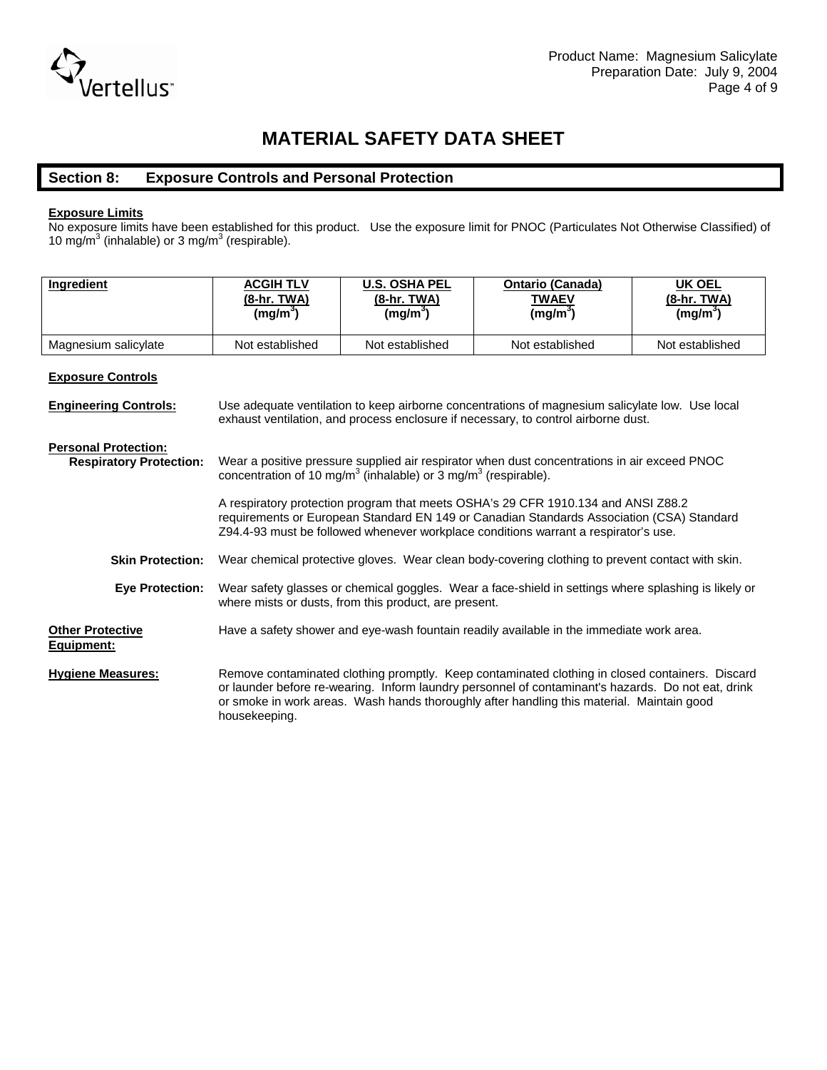# MATERIAL SAFETY DATA SHEET

## Section 8: Exposure Controls and Personal Protection

**Exposure Limits**

No exposure limits have been established for this product. Use the exposure limit for PNOC (Particulates Not Otherwise Classified) of 10 $mg/m^3$ (inhalable) or 3 $mg/m^3$ (respirable).

| Ingredient | ACGIH TLV (8-hr. TWA) ($mg/m^3$) | U.S. OSHA PEL (8-hr. TWA) ($mg/m^3$) | Ontario (Canada) TWAEV ($mg/m^3$) | UK OEL (8-hr. TWA) ($mg/m^3$) |
|---|---|---|---|---|
| Magnesium salicylate | Not established | Not established | Not established | Not established |

**Exposure Controls**

**Engineering Controls:** Use adequate ventilation to keep airborne concentrations of magnesium salicylate low. Use local exhaust ventilation, and process enclosure if necessary, to control airborne dust.

**Personal Protection:**

**Respiratory Protection:** Wear a positive pressure supplied air respirator when dust concentrations in air exceed PNOC concentration of 10 $mg/m^3$ (inhalable) or 3 $mg/m^3$ (respirable).

A respiratory protection program that meets OSHA's 29 CFR 1910.134 and ANSI Z88.2 requirements or European Standard EN 149 or Canadian Standards Association (CSA) Standard Z94.4-93 must be followed whenever workplace conditions warrant a respirator's use.

**Skin Protection:** Wear chemical protective gloves. Wear clean body-covering clothing to prevent contact with skin.

**Eye Protection:** Wear safety glasses or chemical goggles. Wear a face-shield in settings where splashing is likely or where mists or dusts, from this product, are present.

**Other Protective Equipment:** Have a safety shower and eye-wash fountain readily available in the immediate work area.

**Hygiene Measures:** Remove contaminated clothing promptly. Keep contaminated clothing in closed containers. Discard or launder before re-wearing. Inform laundry personnel of contaminant's hazards. Do not eat, drink or smoke in work areas. Wash hands thoroughly after handling this material. Maintain good housekeeping.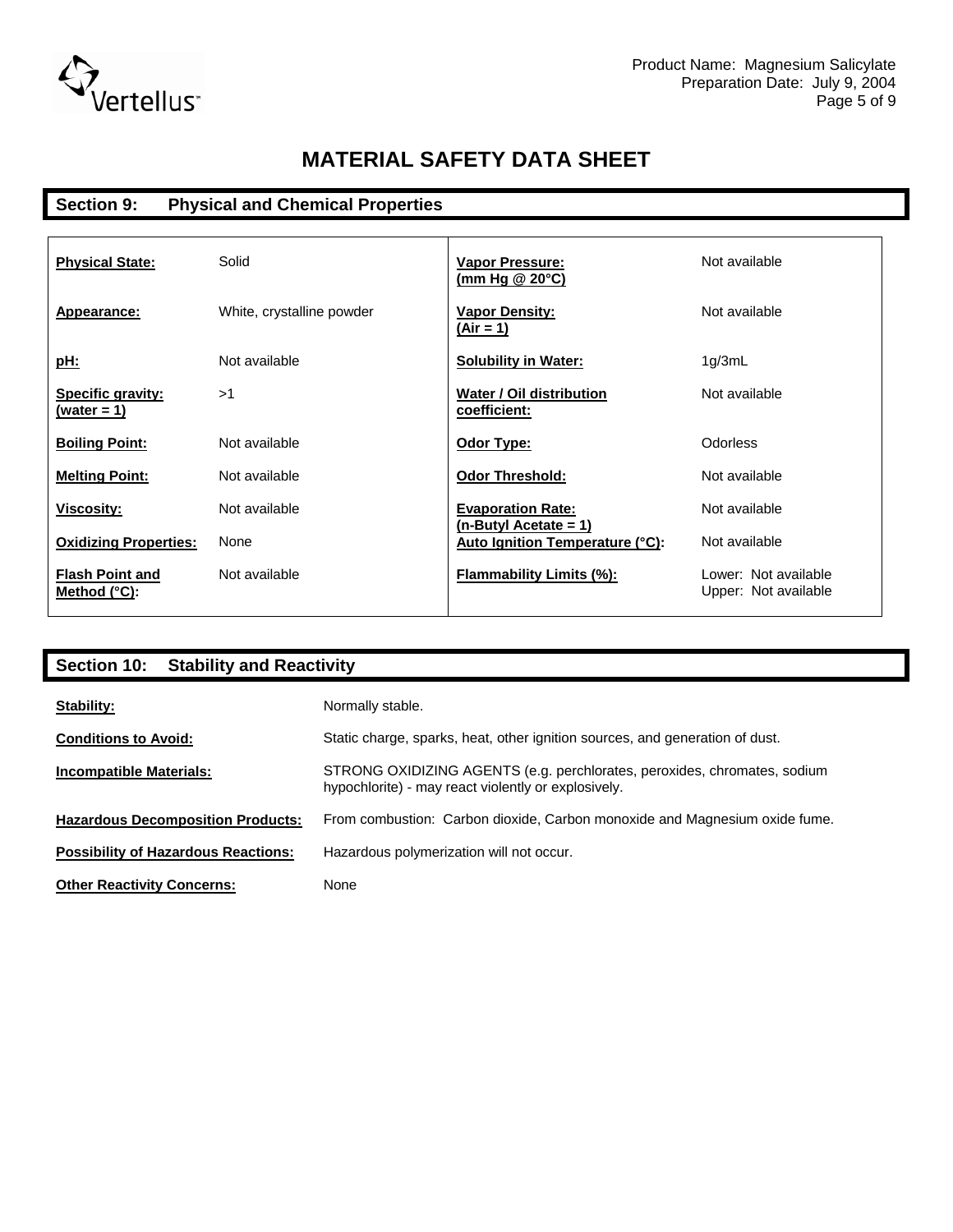# MATERIAL SAFETY DATA SHEET

## Section 9: Physical and Chemical Properties

| | | | |
|---|---|---|---|
| **Physical State:** | Solid | **Vapor Pressure: (mm Hg @ 20°C)** | Not available |
| **Appearance:** | White, crystalline powder | **Vapor Density: (Air = 1)** | Not available |
| **pH:** | Not available | **Solubility in Water:** | 1g/3mL |
| **Specific gravity: (water = 1)** | >1 | **Water / Oil distribution coefficient:** | Not available |
| **Boiling Point:** | Not available | **Odor Type:** | Odorless |
| **Melting Point:** | Not available | **Odor Threshold:** | Not available |
| **Viscosity:** | Not available | **Evaporation Rate: (n-Butyl Acetate = 1)** | Not available |
| **Oxidizing Properties:** | None | **Auto Ignition Temperature (°C):** | Not available |
| **Flash Point and Method (°C):** | Not available | **Flammability Limits (%):** | Lower: Not available<br>Upper: Not available |

## Section 10: Stability and Reactivity

| | |
|---|---|
| **Stability:** | Normally stable. |
| **Conditions to Avoid:** | Static charge, sparks, heat, other ignition sources, and generation of dust. |
| **Incompatible Materials:** | STRONG OXIDIZING AGENTS (e.g. perchlorates, peroxides, chromates, sodium hypochlorite) - may react violently or explosively. |
| **Hazardous Decomposition Products:** | From combustion: Carbon dioxide, Carbon monoxide and Magnesium oxide fume. |
| **Possibility of Hazardous Reactions:** | Hazardous polymerization will not occur. |
| **Other Reactivity Concerns:** | None |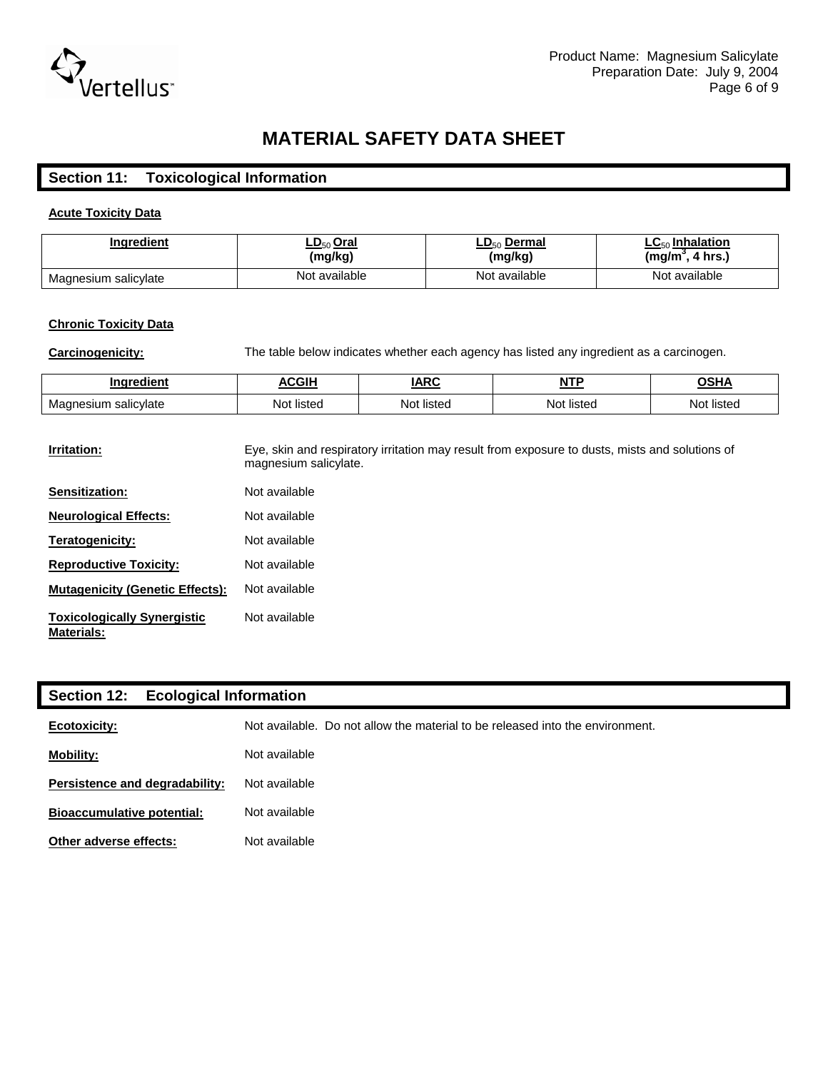# MATERIAL SAFETY DATA SHEET

## Section 11: Toxicological Information

**Acute Toxicity Data**

| Ingredient | $LD_{50}$ Oral (mg/kg) | $LD_{50}$ Dermal (mg/kg) | $LC_{50}$ Inhalation ($mg/m^3$, 4 hrs.) |
|---|---|---|---|
| Magnesium salicylate | Not available | Not available | Not available |

**Chronic Toxicity Data**

**Carcinogenicity:** The table below indicates whether each agency has listed any ingredient as a carcinogen.

| Ingredient | ACGIH | IARC | NTP | OSHA |
|---|---|---|---|---|
| Magnesium salicylate | Not listed | Not listed | Not listed | Not listed |

**Irritation:** Eye, skin and respiratory irritation may result from exposure to dusts, mists and solutions of magnesium salicylate.

**Sensitization:** Not available

**Neurological Effects:** Not available

**Teratogenicity:** Not available

**Reproductive Toxicity:** Not available

**Mutagenicity (Genetic Effects):** Not available

**Toxicologically Synergistic Materials:** Not available

## Section 12: Ecological Information

**Ecotoxicity:** Not available. Do not allow the material to be released into the environment.

**Mobility:** Not available

**Persistence and degradability:** Not available

**Bioaccumulative potential:** Not available

**Other adverse effects:** Not available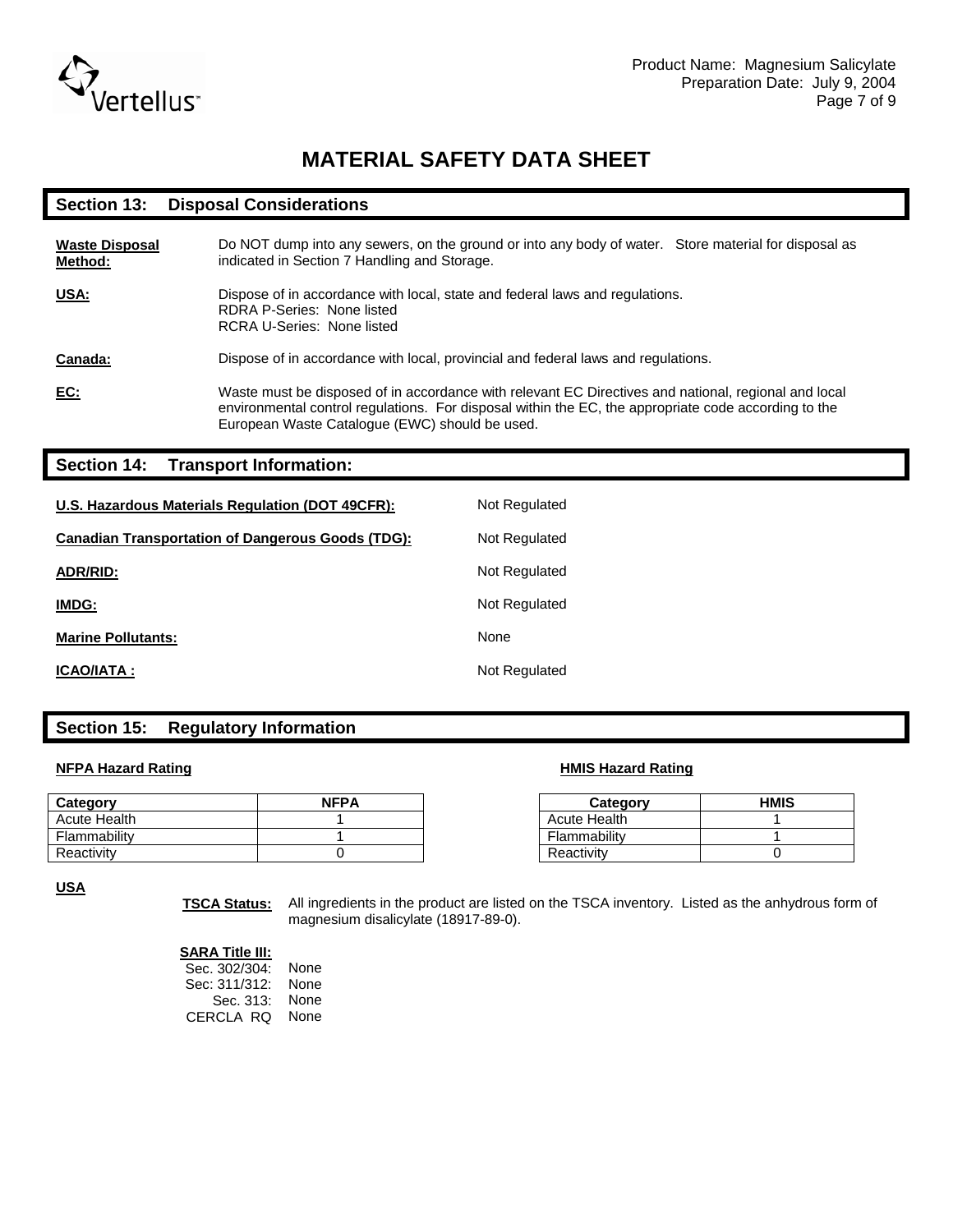# MATERIAL SAFETY DATA SHEET

## Section 13: Disposal Considerations

**Waste Disposal Method:** Do NOT dump into any sewers, on the ground or into any body of water. Store material for disposal as indicated in Section 7 Handling and Storage.

**USA:** Dispose of in accordance with local, state and federal laws and regulations.
RDRA P-Series: None listed
RCRA U-Series: None listed

**Canada:** Dispose of in accordance with local, provincial and federal laws and regulations.

**EC:** Waste must be disposed of in accordance with relevant EC Directives and national, regional and local environmental control regulations. For disposal within the EC, the appropriate code according to the European Waste Catalogue (EWC) should be used.

## Section 14: Transport Information:

**U.S. Hazardous Materials Regulation (DOT 49CFR):** Not Regulated

**Canadian Transportation of Dangerous Goods (TDG):** Not Regulated

**ADR/RID:** Not Regulated

**IMDG:** Not Regulated

**Marine Pollutants:** None

**ICAO/IATA :** Not Regulated

## Section 15: Regulatory Information

**NFPA Hazard Rating**

| Category | NFPA |
|---|---|
| Acute Health | 1 |
| Flammability | 1 |
| Reactivity | 0 |

**HMIS Hazard Rating**

| Category | HMIS |
|---|---|
| Acute Health | 1 |
| Flammability | 1 |
| Reactivity | 0 |

**USA**

**TSCA Status:** All ingredients in the product are listed on the TSCA inventory. Listed as the anhydrous form of magnesium disalicylate (18917-89-0).

**SARA Title III:**
Sec. 302/304: None
Sec: 311/312: None
Sec. 313: None
CERCLA RQ None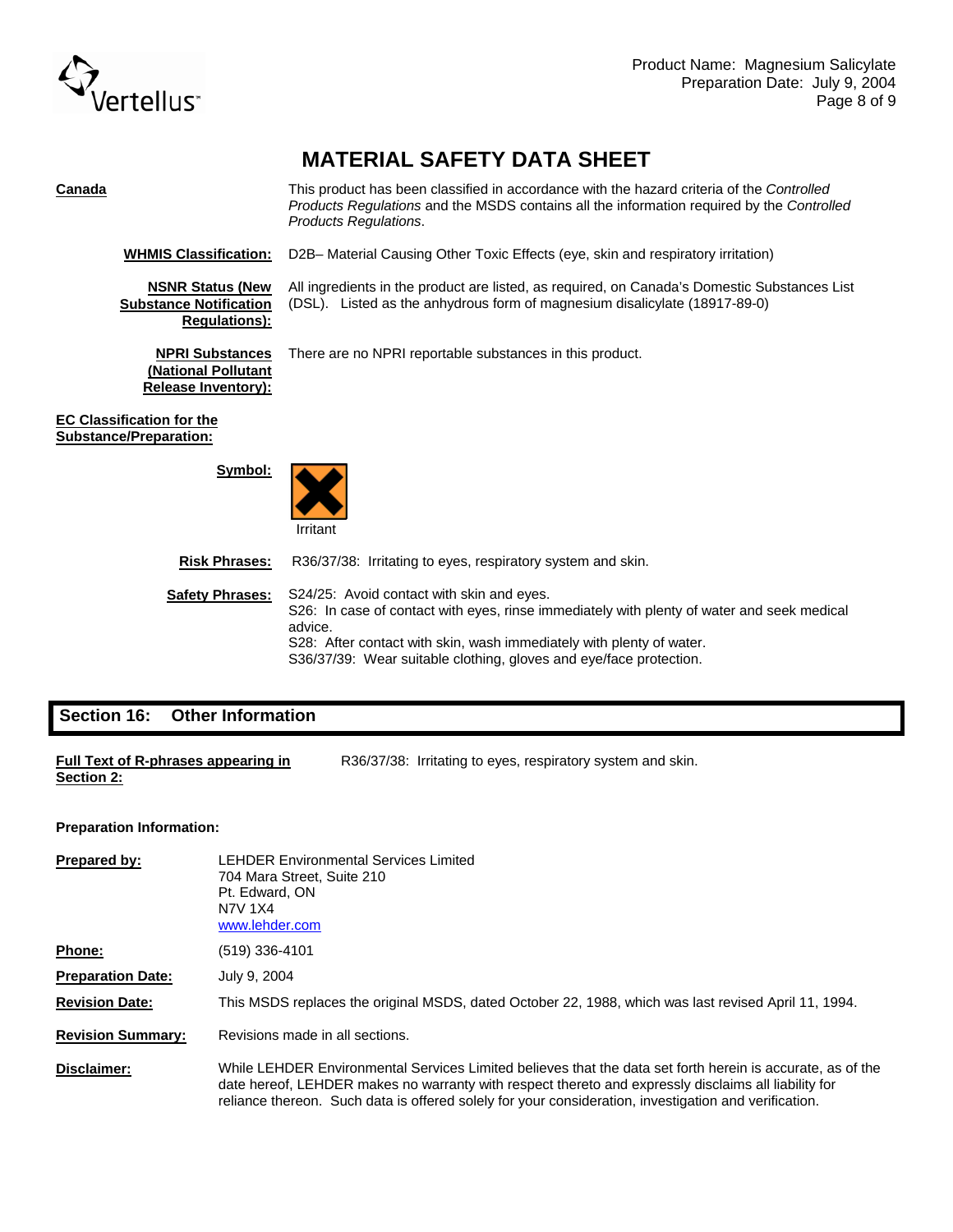# MATERIAL SAFETY DATA SHEET

**Canada**

This product has been classified in accordance with the hazard criteria of the *Controlled Products Regulations* and the MSDS contains all the information required by the *Controlled Products Regulations*.

**WHMIS Classification:** D2B– Material Causing Other Toxic Effects (eye, skin and respiratory irritation)

**NSNR Status (New Substance Notification Regulations):** All ingredients in the product are listed, as required, on Canada's Domestic Substances List (DSL). Listed as the anhydrous form of magnesium disalicylate (18917-89-0)

**NPRI Substances (National Pollutant Release Inventory):** There are no NPRI reportable substances in this product.

**EC Classification for the Substance/Preparation:**

**Symbol:**

Irritant

**Risk Phrases:** R36/37/38: Irritating to eyes, respiratory system and skin.

**Safety Phrases:**
S24/25: Avoid contact with skin and eyes.
S26: In case of contact with eyes, rinse immediately with plenty of water and seek medical advice.
S28: After contact with skin, wash immediately with plenty of water.
S36/37/39: Wear suitable clothing, gloves and eye/face protection.

## Section 16: Other Information

**Full Text of R-phrases appearing in Section 2:** R36/37/38: Irritating to eyes, respiratory system and skin.

**Preparation Information:**

**Prepared by:**
LEHDER Environmental Services Limited
704 Mara Street, Suite 210
Pt. Edward, ON
N7V 1X4
www.lehder.com

**Phone:** (519) 336-4101

**Preparation Date:** July 9, 2004

**Revision Date:** This MSDS replaces the original MSDS, dated October 22, 1988, which was last revised April 11, 1994.

**Revision Summary:** Revisions made in all sections.

**Disclaimer:** While LEHDER Environmental Services Limited believes that the data set forth herein is accurate, as of the date hereof, LEHDER makes no warranty with respect thereto and expressly disclaims all liability for reliance thereon. Such data is offered solely for your consideration, investigation and verification.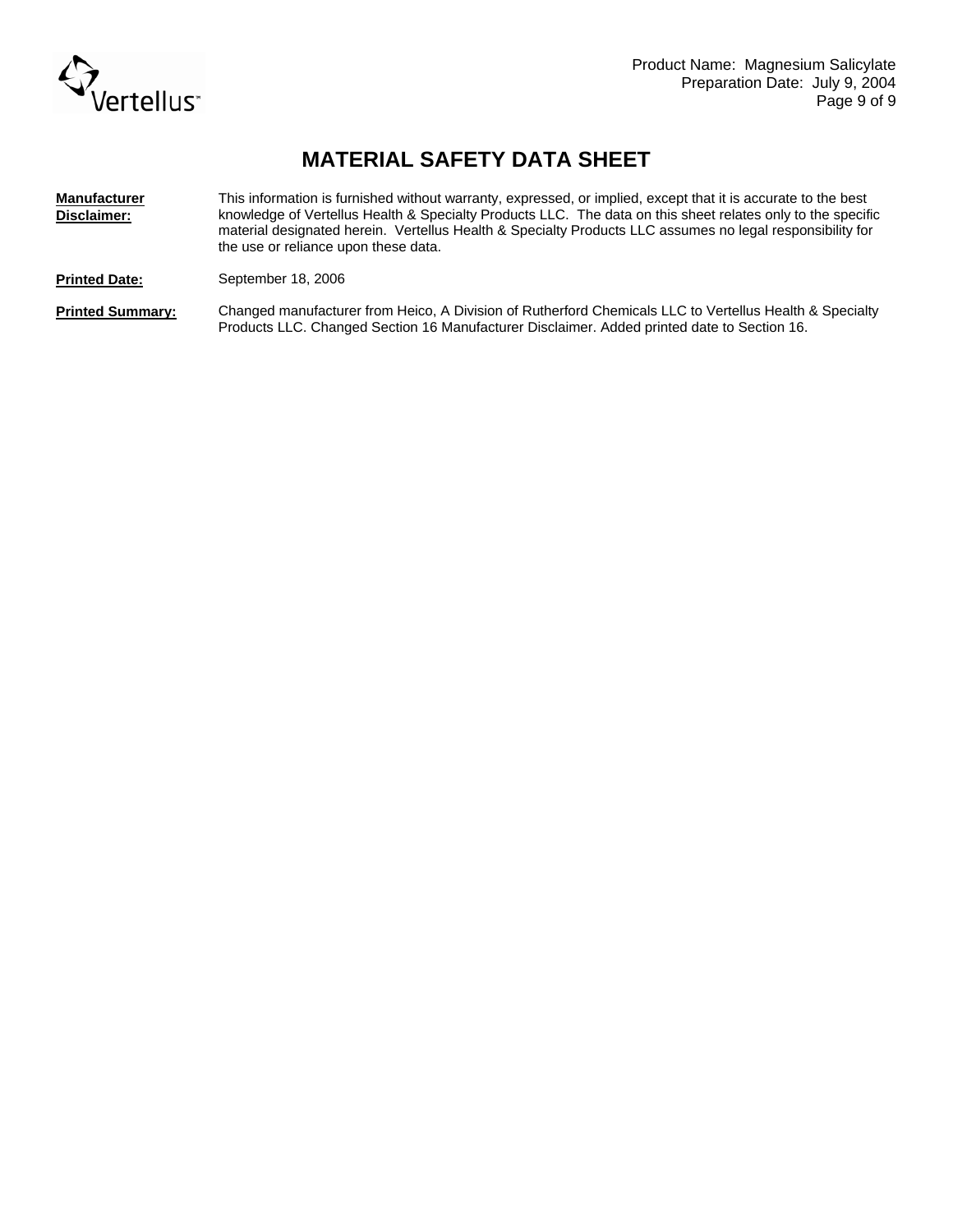# MATERIAL SAFETY DATA SHEET

**Manufacturer Disclaimer:** This information is furnished without warranty, expressed, or implied, except that it is accurate to the best knowledge of Vertellus Health & Specialty Products LLC. The data on this sheet relates only to the specific material designated herein. Vertellus Health & Specialty Products LLC assumes no legal responsibility for the use or reliance upon these data.

**Printed Date:** September 18, 2006

**Printed Summary:** Changed manufacturer from Heico, A Division of Rutherford Chemicals LLC to Vertellus Health & Specialty Products LLC. Changed Section 16 Manufacturer Disclaimer. Added printed date to Section 16.